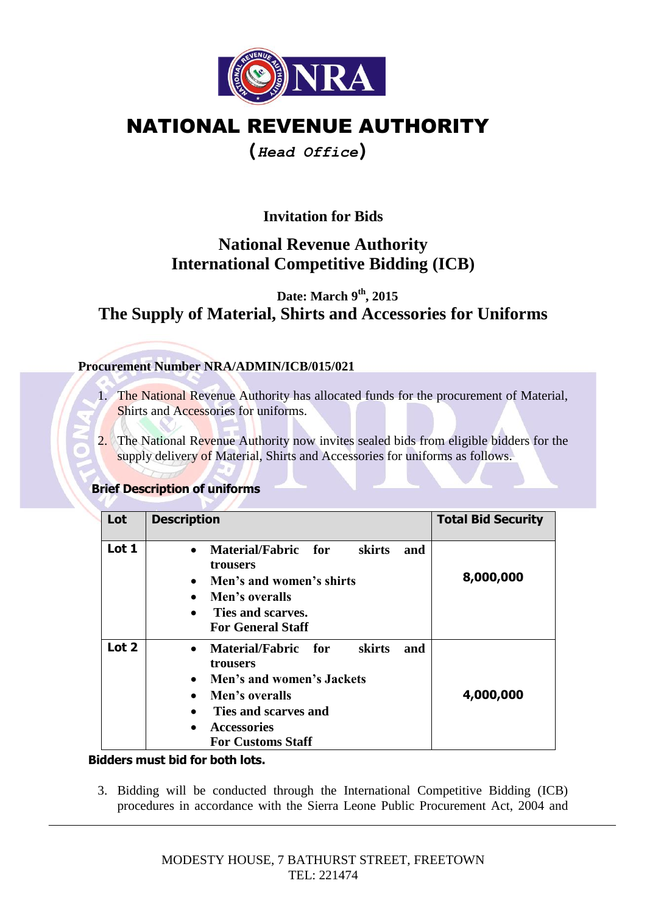# NATIONAL REVENUE AUTHORITY

**(*Head Office*)**

## Invitation for Bids

## National Revenue Authority
## International Competitive Bidding (ICB)

**Date: March 9th, 2015**

## The Supply of Material, Shirts and Accessories for Uniforms

**Procurement Number NRA/ADMIN/ICB/015/021**

1. The National Revenue Authority has allocated funds for the procurement of Material, Shirts and Accessories for uniforms.

2. The National Revenue Authority now invites sealed bids from eligible bidders for the supply delivery of Material, Shirts and Accessories for uniforms as follows.

**Brief Description of uniforms**

| Lot | Description | Total Bid Security |
|---|---|---|
| Lot 1 | • **Material/Fabric for skirts and trousers**<br>• **Men's and women's shirts**<br>• **Men's overalls**<br>• **Ties and scarves.**<br>**For General Staff** | **8,000,000** |
| Lot 2 | • **Material/Fabric for skirts and trousers**<br>• **Men's and women's Jackets**<br>• **Men's overalls**<br>• **Ties and scarves and**<br>• **Accessories**<br>**For Customs Staff** | **4,000,000** |

**Bidders must bid for both lots.**

3. Bidding will be conducted through the International Competitive Bidding (ICB) procedures in accordance with the Sierra Leone Public Procurement Act, 2004 and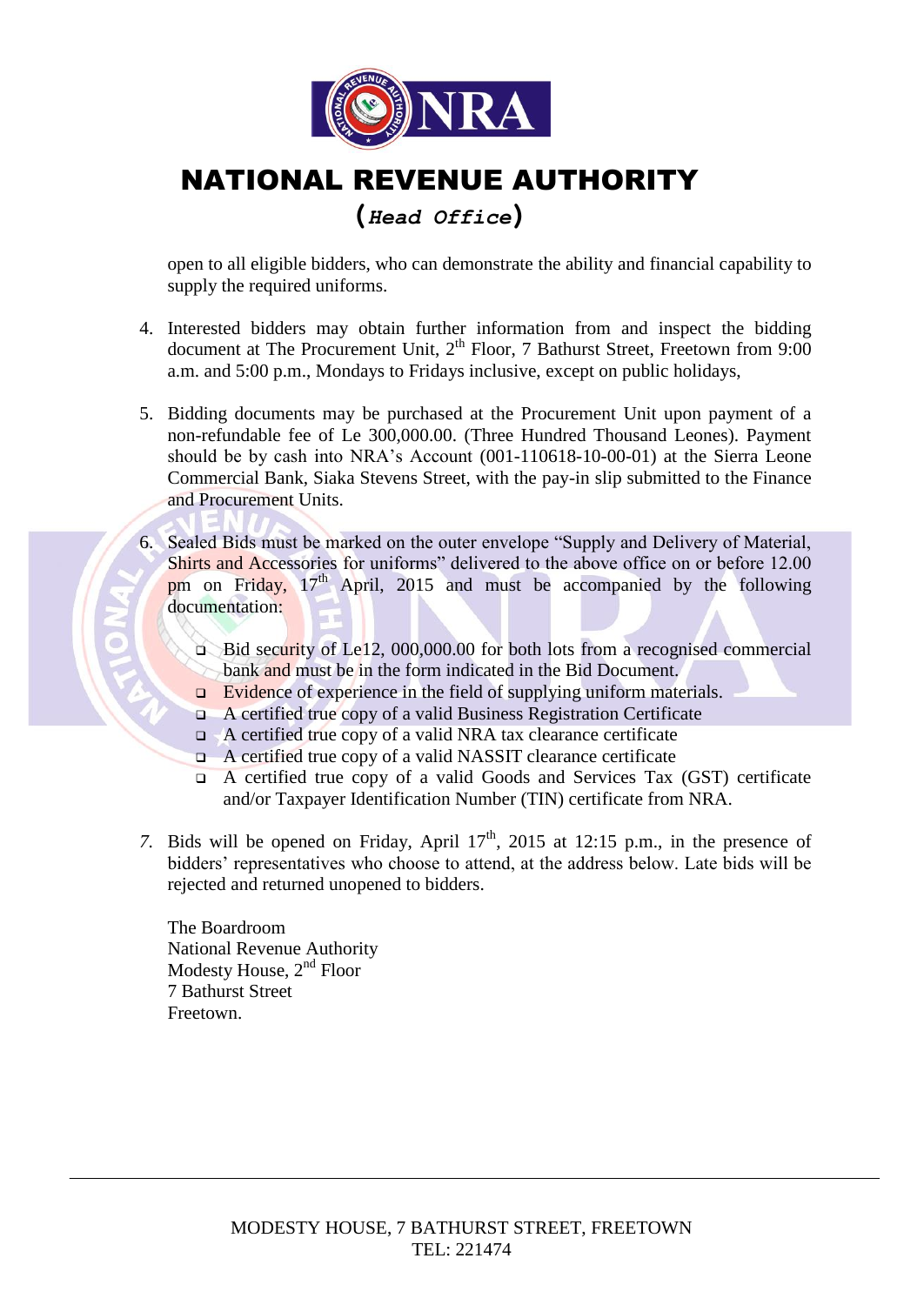# NATIONAL REVENUE AUTHORITY

## (*Head Office*)

open to all eligible bidders, who can demonstrate the ability and financial capability to supply the required uniforms.

4. Interested bidders may obtain further information from and inspect the bidding document at The Procurement Unit, 2th Floor, 7 Bathurst Street, Freetown from 9:00 a.m. and 5:00 p.m., Mondays to Fridays inclusive, except on public holidays,

5. Bidding documents may be purchased at the Procurement Unit upon payment of a non-refundable fee of Le 300,000.00. (Three Hundred Thousand Leones). Payment should be by cash into NRA's Account (001-110618-10-00-01) at the Sierra Leone Commercial Bank, Siaka Stevens Street, with the pay-in slip submitted to the Finance and Procurement Units.

6. Sealed Bids must be marked on the outer envelope "Supply and Delivery of Material, Shirts and Accessories for uniforms" delivered to the above office on or before 12.00 pm on Friday, 17th April, 2015 and must be accompanied by the following documentation:

   - Bid security of Le12, 000,000.00 for both lots from a recognised commercial bank and must be in the form indicated in the Bid Document.
   - Evidence of experience in the field of supplying uniform materials.
   - A certified true copy of a valid Business Registration Certificate
   - A certified true copy of a valid NRA tax clearance certificate
   - A certified true copy of a valid NASSIT clearance certificate
   - A certified true copy of a valid Goods and Services Tax (GST) certificate and/or Taxpayer Identification Number (TIN) certificate from NRA.

7. Bids will be opened on Friday, April 17th, 2015 at 12:15 p.m., in the presence of bidders' representatives who choose to attend, at the address below. Late bids will be rejected and returned unopened to bidders.

   The Boardroom
   National Revenue Authority
   Modesty House, 2nd Floor
   7 Bathurst Street
   Freetown.

MODESTY HOUSE, 7 BATHURST STREET, FREETOWN
TEL: 221474